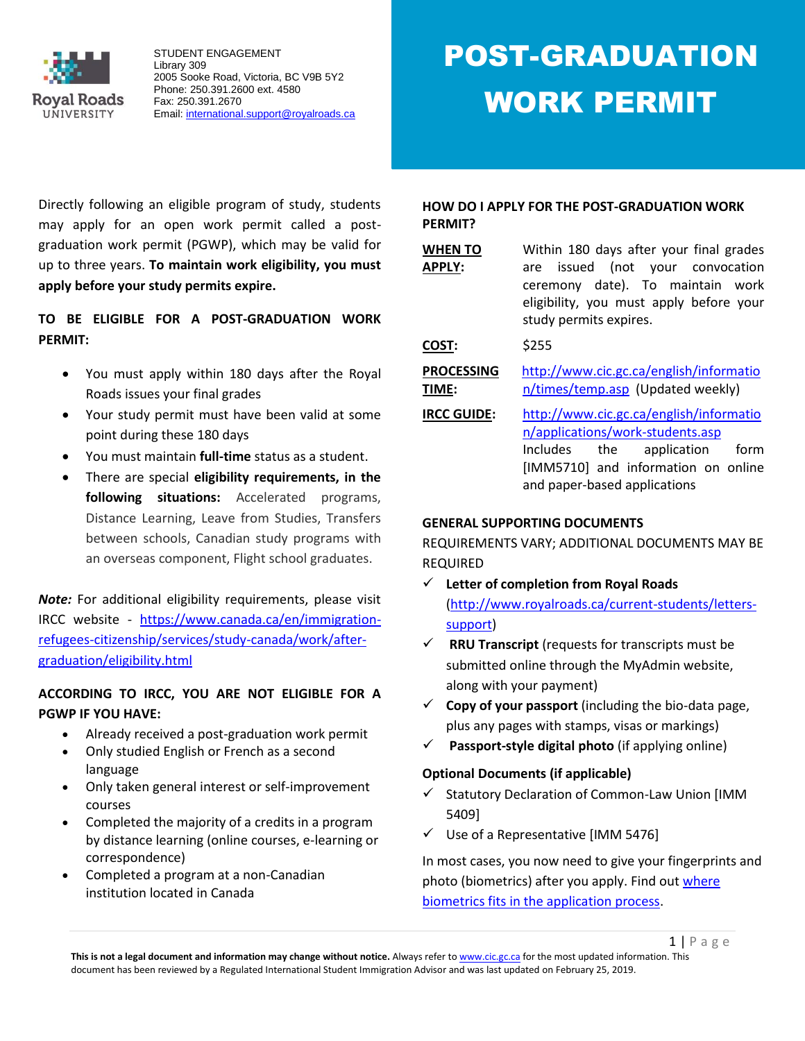STUDENT ENGAGEMENT
Library 309
2005 Sooke Road, Victoria, BC V9B 5Y2
Phone: 250.391.2600 ext. 4580
Fax: 250.391.2670
Email: international.support@royalroads.ca

# POST-GRADUATION WORK PERMIT

Directly following an eligible program of study, students may apply for an open work permit called a post-graduation work permit (PGWP), which may be valid for up to three years. **To maintain work eligibility, you must apply before your study permits expire.**

### TO BE ELIGIBLE FOR A POST-GRADUATION WORK PERMIT:

- You must apply within 180 days after the Royal Roads issues your final grades
- Your study permit must have been valid at some point during these 180 days
- You must maintain **full-time** status as a student.
- There are special **eligibility requirements, in the following situations:** Accelerated programs, Distance Learning, Leave from Studies, Transfers between schools, Canadian study programs with an overseas component, Flight school graduates.

***Note:*** For additional eligibility requirements, please visit IRCC website - https://www.canada.ca/en/immigration-refugees-citizenship/services/study-canada/work/after-graduation/eligibility.html

### ACCORDING TO IRCC, YOU ARE NOT ELIGIBLE FOR A PGWP IF YOU HAVE:

- Already received a post-graduation work permit
- Only studied English or French as a second language
- Only taken general interest or self-improvement courses
- Completed the majority of a credits in a program by distance learning (online courses, e-learning or correspondence)
- Completed a program at a non-Canadian institution located in Canada

### HOW DO I APPLY FOR THE POST-GRADUATION WORK PERMIT?

**WHEN TO APPLY:** Within 180 days after your final grades are issued (not your convocation ceremony date). To maintain work eligibility, you must apply before your study permits expires.

**COST:** $255

**PROCESSING TIME:** http://www.cic.gc.ca/english/information/times/temp.asp (Updated weekly)

**IRCC GUIDE:** http://www.cic.gc.ca/english/information/applications/work-students.asp Includes the application form [IMM5710] and information on online and paper-based applications

### GENERAL SUPPORTING DOCUMENTS

REQUIREMENTS VARY; ADDITIONAL DOCUMENTS MAY BE REQUIRED

- ✓ **Letter of completion from Royal Roads** (http://www.royalroads.ca/current-students/letters-support)
- ✓ **RRU Transcript** (requests for transcripts must be submitted online through the MyAdmin website, along with your payment)
- ✓ **Copy of your passport** (including the bio-data page, plus any pages with stamps, visas or markings)
- ✓ **Passport-style digital photo** (if applying online)

**Optional Documents (if applicable)**

- ✓ Statutory Declaration of Common-Law Union [IMM 5409]
- ✓ Use of a Representative [IMM 5476]

In most cases, you now need to give your fingerprints and photo (biometrics) after you apply. Find out where biometrics fits in the application process.

**This is not a legal document and information may change without notice.** Always refer to www.cic.gc.ca for the most updated information. This document has been reviewed by a Regulated International Student Immigration Advisor and was last updated on February 25, 2019.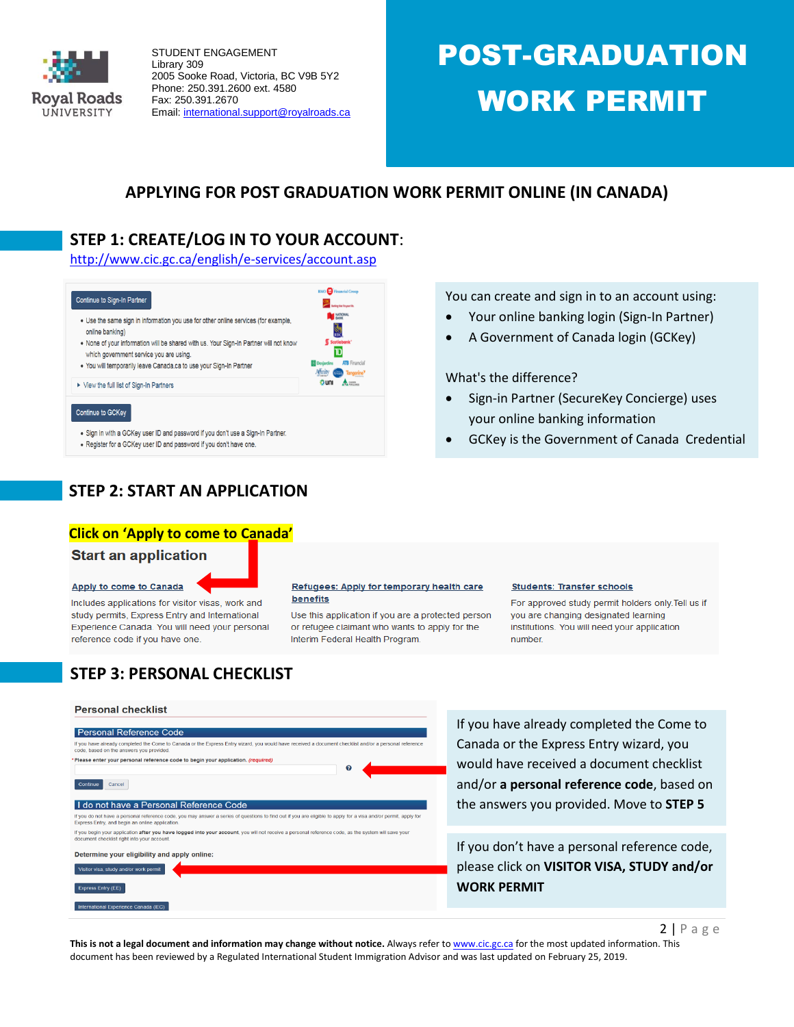STUDENT ENGAGEMENT
Library 309
2005 Sooke Road, Victoria, BC V9B 5Y2
Phone: 250.391.2600 ext. 4580
Fax: 250.391.2670
Email: international.support@royalroads.ca

# POST-GRADUATION WORK PERMIT

## APPLYING FOR POST GRADUATION WORK PERMIT ONLINE (IN CANADA)

## STEP 1: CREATE/LOG IN TO YOUR ACCOUNT:

http://www.cic.gc.ca/english/e-services/account.asp

Continue to Sign-In Partner

- Use the same sign in information you use for other online services (for example, online banking)
- None of your information will be shared with us. Your Sign-In Partner will not know which government service you are using.
- You will temporarily leave Canada.ca to use your Sign-In Partner

View the full list of Sign-In Partners

Continue to GCKey

- Sign in with a GCKey user ID and password if you don't use a Sign-In Partner.
- Register for a GCKey user ID and password if you don't have one.

You can create and sign in to an account using:

- Your online banking login (Sign-In Partner)
- A Government of Canada login (GCKey)

What's the difference?

- Sign-in Partner (SecureKey Concierge) uses your online banking information
- GCKey is the Government of Canada Credential

## STEP 2: START AN APPLICATION

**Click on 'Apply to come to Canada'**

### Start an application

**Apply to come to Canada**
Includes applications for visitor visas, work and study permits, Express Entry and International Experience Canada. You will need your personal reference code if you have one.

**Refugees: Apply for temporary health care benefits**
Use this application if you are a protected person or refugee claimant who wants to apply for the Interim Federal Health Program.

**Students: Transfer schools**
For approved study permit holders only. Tell us if you are changing designated learning institutions. You will need your application number.

## STEP 3: PERSONAL CHECKLIST

**Personal checklist**

**Personal Reference Code**

If you have already completed the Come to Canada or the Express Entry wizard, you would have received a document checklist and/or a personal reference code, based on the answers you provided.

\* Please enter your personal reference code to begin your application. (required)

Continue | Cancel

**I do not have a Personal Reference Code**

If you do not have a personal reference code, you may answer a series of questions to find out if you are eligible to apply for a visa and/or permit, apply for Express Entry, and begin an online application.

If you begin your application after you have logged into your account, you will not receive a personal reference code, as the system will save your document checklist right into your account.

Determine your eligibility and apply online:

- Visitor visa, study and/or work permit
- Express Entry (EE)
- International Experience Canada (IEC)

If you have already completed the Come to Canada or the Express Entry wizard, you would have received a document checklist and/or **a personal reference code**, based on the answers you provided. Move to **STEP 5**

If you don't have a personal reference code, please click on **VISITOR VISA, STUDY and/or WORK PERMIT**

**This is not a legal document and information may change without notice.** Always refer to www.cic.gc.ca for the most updated information. This document has been reviewed by a Regulated International Student Immigration Advisor and was last updated on February 25, 2019.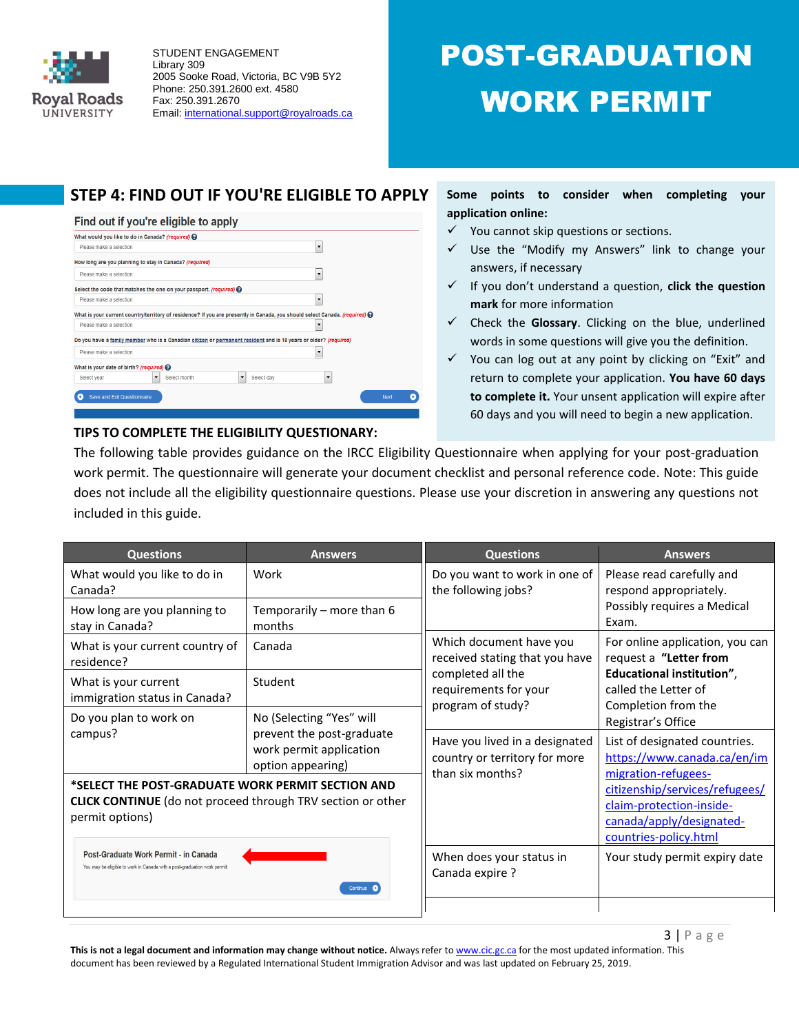STUDENT ENGAGEMENT
Library 309
2005 Sooke Road, Victoria, BC V9B 5Y2
Phone: 250.391.2600 ext. 4580
Fax: 250.391.2670
Email: international.support@royalroads.ca

# POST-GRADUATION WORK PERMIT

## STEP 4: FIND OUT IF YOU'RE ELIGIBLE TO APPLY

**Some points to consider when completing your application online:**

- ✓ You cannot skip questions or sections.
- ✓ Use the "Modify my Answers" link to change your answers, if necessary
- ✓ If you don't understand a question, **click the question mark** for more information
- ✓ Check the **Glossary**. Clicking on the blue, underlined words in some questions will give you the definition.
- ✓ You can log out at any point by clicking on "Exit" and return to complete your application. **You have 60 days to complete it.** Your unsent application will expire after 60 days and you will need to begin a new application.

### TIPS TO COMPLETE THE ELIGIBILITY QUESTIONARY:

The following table provides guidance on the IRCC Eligibility Questionnaire when applying for your post-graduation work permit. The questionnaire will generate your document checklist and personal reference code. Note: This guide does not include all the eligibility questionnaire questions. Please use your discretion in answering any questions not included in this guide.

| Questions | Answers |
|---|---|
| What would you like to do in Canada? | Work |
| How long are you planning to stay in Canada? | Temporarily – more than 6 months |
| What is your current country of residence? | Canada |
| What is your current immigration status in Canada? | Student |
| Do you plan to work on campus? | No (Selecting "Yes" will prevent the post-graduate work permit application option appearing) |

***SELECT THE POST-GRADUATE WORK PERMIT SECTION AND CLICK CONTINUE** (do not proceed through TRV section or other permit options)

| Questions | Answers |
|---|---|
| Do you want to work in one of the following jobs? | Please read carefully and respond appropriately. Possibly requires a Medical Exam. |
| Which document have you received stating that you have completed all the requirements for your program of study? | For online application, you can request a **"Letter from Educational institution"**, called the Letter of Completion from the Registrar's Office |
| Have you lived in a designated country or territory for more than six months? | List of designated countries. https://www.canada.ca/en/immigration-refugees-citizenship/services/refugees/claim-protection-inside-canada/apply/designated-countries-policy.html |
| When does your status in Canada expire ? | Your study permit expiry date |

**This is not a legal document and information may change without notice.** Always refer to www.cic.gc.ca for the most updated information. This document has been reviewed by a Regulated International Student Immigration Advisor and was last updated on February 25, 2019.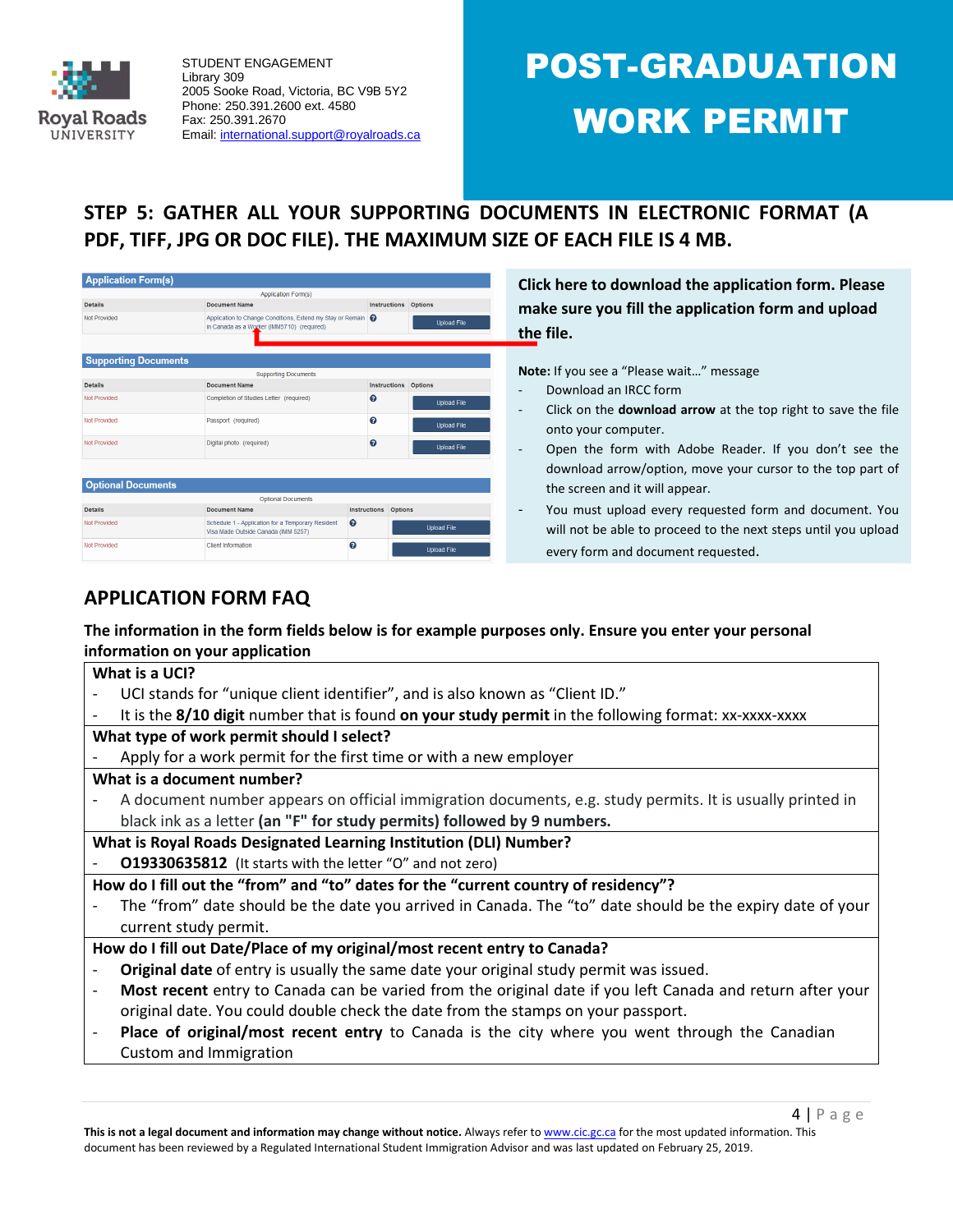STUDENT ENGAGEMENT
Library 309
2005 Sooke Road, Victoria, BC V9B 5Y2
Phone: 250.391.2600 ext. 4580
Fax: 250.391.2670
Email: international.support@royalroads.ca

# POST-GRADUATION WORK PERMIT

## STEP 5: GATHER ALL YOUR SUPPORTING DOCUMENTS IN ELECTRONIC FORMAT (A PDF, TIFF, JPG OR DOC FILE). THE MAXIMUM SIZE OF EACH FILE IS 4 MB.

**Application Form(s)**

| Details | Document Name | Instructions | Options |
|---|---|---|---|
| Not Provided | Application to Change Conditions, Extend my Stay or Remain in Canada as a Worker (IMM5710) (required) | ? | Upload File |

**Supporting Documents**

| Details | Document Name | Instructions | Options |
|---|---|---|---|
| Not Provided | Completion of Studies Letter (required) | ? | Upload File |
| Not Provided | Passport (required) | ? | Upload File |
| Not Provided | Digital photo (required) | ? | Upload File |

**Optional Documents**

| Details | Document Name | Instructions | Options |
|---|---|---|---|
| Not Provided | Schedule 1 - Application for a Temporary Resident Visa Made Outside Canada (IMM 5257) | ? | Upload File |
| Not Provided | Client Information | ? | Upload File |

**Click here to download the application form. Please make sure you fill the application form and upload the file.**

**Note:** If you see a "Please wait…" message

- Download an IRCC form
- Click on the **download arrow** at the top right to save the file onto your computer.
- Open the form with Adobe Reader. If you don't see the download arrow/option, move your cursor to the top part of the screen and it will appear.
- You must upload every requested form and document. You will not be able to proceed to the next steps until you upload every form and document requested.

## APPLICATION FORM FAQ

**The information in the form fields below is for example purposes only. Ensure you enter your personal information on your application**

**What is a UCI?**

- UCI stands for "unique client identifier", and is also known as "Client ID."
- It is the **8/10 digit** number that is found **on your study permit** in the following format: xx-xxxx-xxxx

**What type of work permit should I select?**

- Apply for a work permit for the first time or with a new employer

**What is a document number?**

- A document number appears on official immigration documents, e.g. study permits. It is usually printed in black ink as a letter **(an "F" for study permits) followed by 9 numbers.**

**What is Royal Roads Designated Learning Institution (DLI) Number?**

- **O19330635812** (It starts with the letter "O" and not zero)

**How do I fill out the "from" and "to" dates for the "current country of residency"?**

- The "from" date should be the date you arrived in Canada. The "to" date should be the expiry date of your current study permit.

**How do I fill out Date/Place of my original/most recent entry to Canada?**

- **Original date** of entry is usually the same date your original study permit was issued.
- **Most recent** entry to Canada can be varied from the original date if you left Canada and return after your original date. You could double check the date from the stamps on your passport.
- **Place of original/most recent entry** to Canada is the city where you went through the Canadian Custom and Immigration

**This is not a legal document and information may change without notice.** Always refer to www.cic.gc.ca for the most updated information. This document has been reviewed by a Regulated International Student Immigration Advisor and was last updated on February 25, 2019.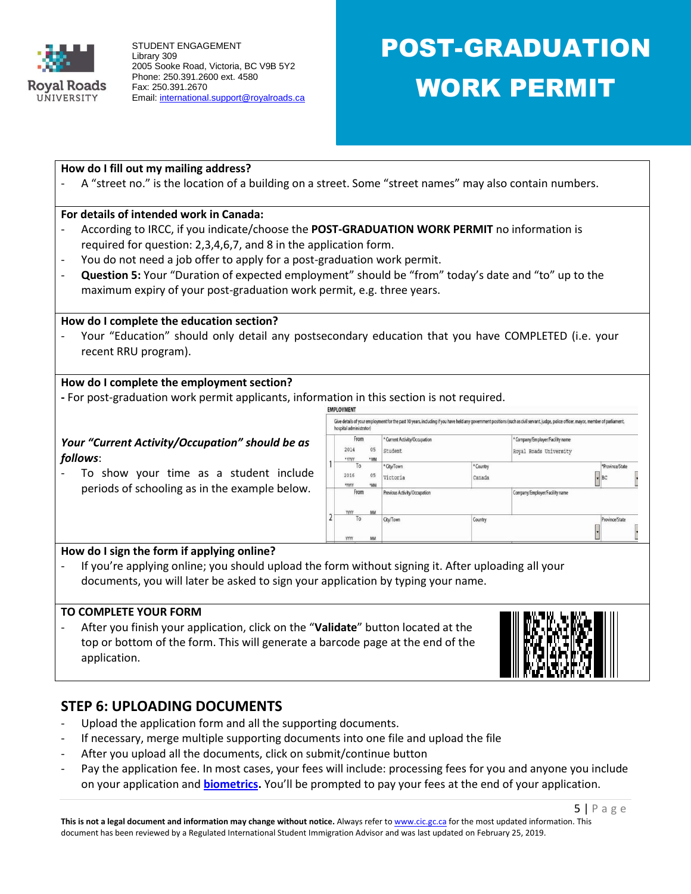STUDENT ENGAGEMENT
Library 309
2005 Sooke Road, Victoria, BC V9B 5Y2
Phone: 250.391.2600 ext. 4580
Fax: 250.391.2670
Email: international.support@royalroads.ca

# POST-GRADUATION WORK PERMIT

**How do I fill out my mailing address?**

- A "street no." is the location of a building on a street. Some "street names" may also contain numbers.

**For details of intended work in Canada:**

- According to IRCC, if you indicate/choose the **POST-GRADUATION WORK PERMIT** no information is required for question: 2,3,4,6,7, and 8 in the application form.
- You do not need a job offer to apply for a post-graduation work permit.
- **Question 5:** Your "Duration of expected employment" should be "from" today's date and "to" up to the maximum expiry of your post-graduation work permit, e.g. three years.

**How do I complete the education section?**

- Your "Education" should only detail any postsecondary education that you have COMPLETED (i.e. your recent RRU program).

**How do I complete the employment section?**

**-** For post-graduation work permit applicants, information in this section is not required.

***Your "Current Activity/Occupation" should be as follows*:**

- To show your time as a student include periods of schooling as in the example below.

EMPLOYMENT

Give details of your employment for the past 10 years, including if you have held any government positions (such as civil servant, judge, police officer, mayor, member of parliament, hospital administrator)

| | From / To | Activity/Occupation | Company/Employer/Facility name | | |
|---|---|---|---|---|---|
| 1 | From 2014 05 (YYYY MM) | *Current Activity/Occupation: Student | *Company/Employer/Facility name: Royal Roads University | | |
| | To 2016 05 (YYYY MM) | *City/Town: Victoria | *Country: Canada | *Province/State: BC | |
| 2 | From (YYYY MM) | Previous Activity/Occupation | Company/Employer/Facility name | | |
| | To (YYYY MM) | City/Town | Country | Province/State | |

**How do I sign the form if applying online?**

- If you're applying online; you should upload the form without signing it. After uploading all your documents, you will later be asked to sign your application by typing your name.

**TO COMPLETE YOUR FORM**

- After you finish your application, click on the "**Validate**" button located at the top or bottom of the form. This will generate a barcode page at the end of the application.

## STEP 6: UPLOADING DOCUMENTS

- Upload the application form and all the supporting documents.
- If necessary, merge multiple supporting documents into one file and upload the file
- After you upload all the documents, click on submit/continue button
- Pay the application fee. In most cases, your fees will include: processing fees for you and anyone you include on your application and **biometrics**. You'll be prompted to pay your fees at the end of your application.

**This is not a legal document and information may change without notice.** Always refer to www.cic.gc.ca for the most updated information. This document has been reviewed by a Regulated International Student Immigration Advisor and was last updated on February 25, 2019.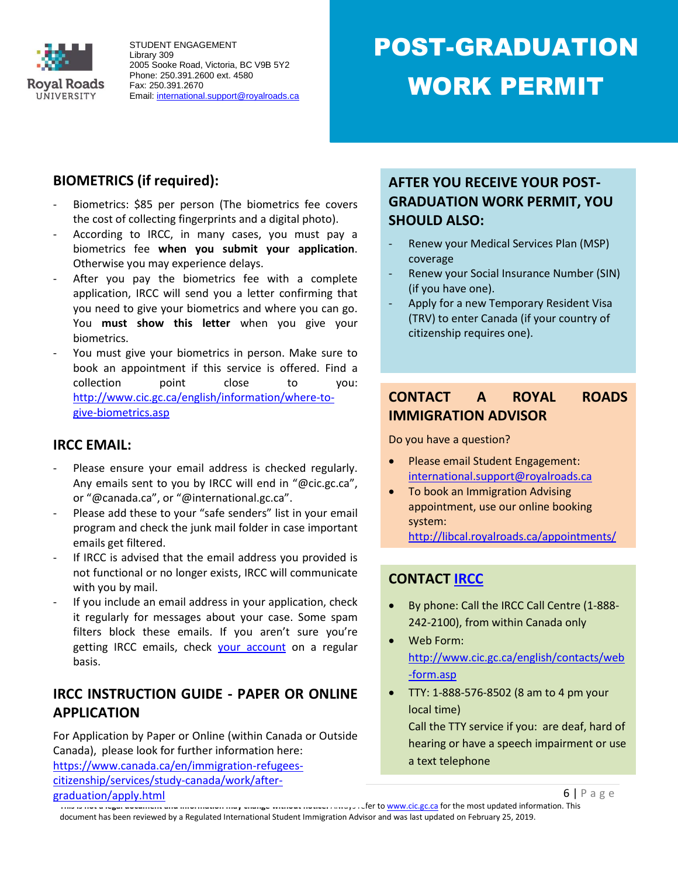STUDENT ENGAGEMENT
Library 309
2005 Sooke Road, Victoria, BC V9B 5Y2
Phone: 250.391.2600 ext. 4580
Fax: 250.391.2670
Email: international.support@royalroads.ca

# POST-GRADUATION WORK PERMIT

## BIOMETRICS (if required):

- Biometrics: $85 per person (The biometrics fee covers the cost of collecting fingerprints and a digital photo).
- According to IRCC, in many cases, you must pay a biometrics fee **when you submit your application**. Otherwise you may experience delays.
- After you pay the biometrics fee with a complete application, IRCC will send you a letter confirming that you need to give your biometrics and where you can go. You **must show this letter** when you give your biometrics.
- You must give your biometrics in person. Make sure to book an appointment if this service is offered. Find a collection point close to you: http://www.cic.gc.ca/english/information/where-to-give-biometrics.asp

## IRCC EMAIL:

- Please ensure your email address is checked regularly. Any emails sent to you by IRCC will end in "@cic.gc.ca", or "@canada.ca", or "@international.gc.ca".
- Please add these to your "safe senders" list in your email program and check the junk mail folder in case important emails get filtered.
- If IRCC is advised that the email address you provided is not functional or no longer exists, IRCC will communicate with you by mail.
- If you include an email address in your application, check it regularly for messages about your case. Some spam filters block these emails. If you aren't sure you're getting IRCC emails, check your account on a regular basis.

## IRCC INSTRUCTION GUIDE - PAPER OR ONLINE APPLICATION

For Application by Paper or Online (within Canada or Outside Canada), please look for further information here: https://www.canada.ca/en/immigration-refugees-citizenship/services/study-canada/work/after-graduation/apply.html

## AFTER YOU RECEIVE YOUR POST-GRADUATION WORK PERMIT, YOU SHOULD ALSO:

- Renew your Medical Services Plan (MSP) coverage
- Renew your Social Insurance Number (SIN) (if you have one).
- Apply for a new Temporary Resident Visa (TRV) to enter Canada (if your country of citizenship requires one).

## CONTACT A ROYAL ROADS IMMIGRATION ADVISOR

Do you have a question?

- Please email Student Engagement: international.support@royalroads.ca
- To book an Immigration Advising appointment, use our online booking system: http://libcal.royalroads.ca/appointments/

## CONTACT IRCC

- By phone: Call the IRCC Call Centre (1-888-242-2100), from within Canada only
- Web Form: http://www.cic.gc.ca/english/contacts/web-form.asp
- TTY: 1-888-576-8502 (8 am to 4 pm your local time)
  Call the TTY service if you: are deaf, hard of hearing or have a speech impairment or use a text telephone

This is not a legal document and information may change without notice. Always refer to www.cic.gc.ca for the most updated information. This document has been reviewed by a Regulated International Student Immigration Advisor and was last updated on February 25, 2019.